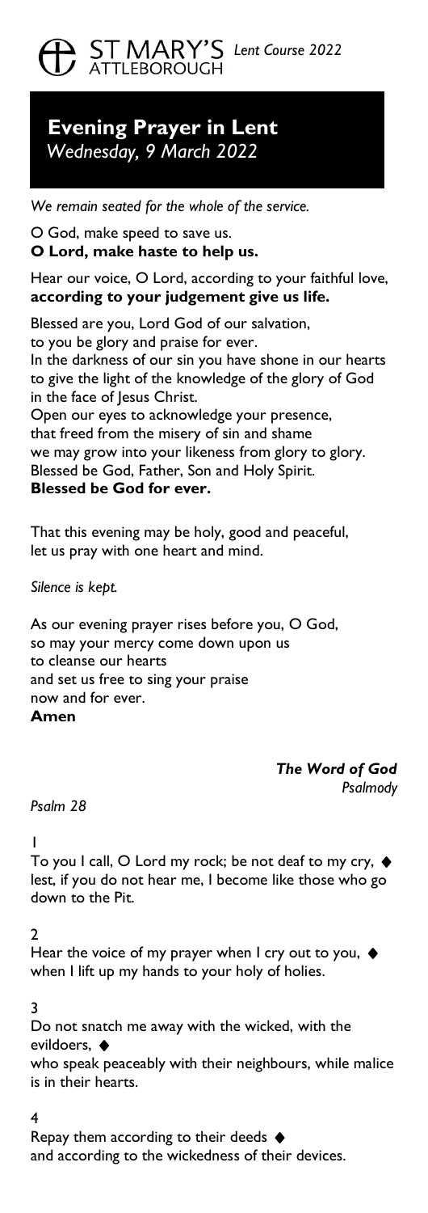ST MARY'S ATTLEBOROUGH *Lent Course 2022*

# Evening Prayer in Lent

*Wednesday, 9 March 2022*

*We remain seated for the whole of the service.*

O God, make speed to save us.
**O Lord, make haste to help us.**

Hear our voice, O Lord, according to your faithful love,
**according to your judgement give us life.**

Blessed are you, Lord God of our salvation,
to you be glory and praise for ever.
In the darkness of our sin you have shone in our hearts
to give the light of the knowledge of the glory of God
in the face of Jesus Christ.
Open our eyes to acknowledge your presence,
that freed from the misery of sin and shame
we may grow into your likeness from glory to glory.
Blessed be God, Father, Son and Holy Spirit.
**Blessed be God for ever.**

That this evening may be holy, good and peaceful,
let us pray with one heart and mind.

*Silence is kept.*

As our evening prayer rises before you, O God,
so may your mercy come down upon us
to cleanse our hearts
and set us free to sing your praise
now and for ever.
**Amen**

## *The Word of God*

*Psalmody*

*Psalm 28*

1
To you I call, O Lord my rock; be not deaf to my cry, ◆
lest, if you do not hear me, I become like those who go down to the Pit.

2
Hear the voice of my prayer when I cry out to you, ◆
when I lift up my hands to your holy of holies.

3
Do not snatch me away with the wicked, with the evildoers, ◆
who speak peaceably with their neighbours, while malice is in their hearts.

4
Repay them according to their deeds ◆
and according to the wickedness of their devices.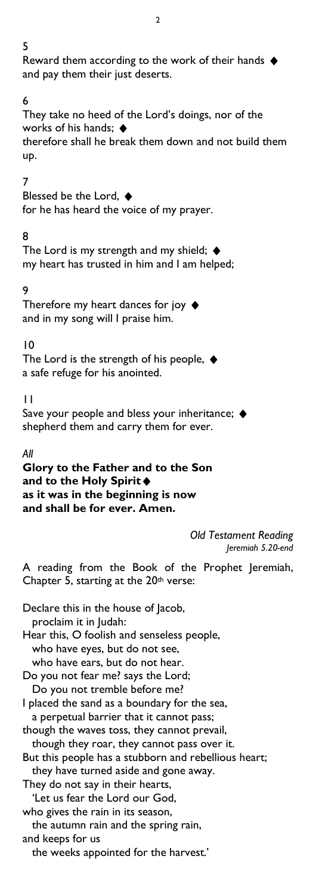5

Reward them according to the work of their hands ◆
and pay them their just deserts.

6

They take no heed of the Lord's doings, nor of the works of his hands; ◆
therefore shall he break them down and not build them up.

7

Blessed be the Lord, ◆
for he has heard the voice of my prayer.

8

The Lord is my strength and my shield; ◆
my heart has trusted in him and I am helped;

9

Therefore my heart dances for joy ◆
and in my song will I praise him.

10

The Lord is the strength of his people, ◆
a safe refuge for his anointed.

11

Save your people and bless your inheritance; ◆
shepherd them and carry them for ever.

*All*

**Glory to the Father and to the Son**
**and to the Holy Spirit ◆**
**as it was in the beginning is now**
**and shall be for ever. Amen.**

*Old Testament Reading*
*Jeremiah 5.20-end*

A reading from the Book of the Prophet Jeremiah, Chapter 5, starting at the 20th verse:

Declare this in the house of Jacob,
  proclaim it in Judah:
Hear this, O foolish and senseless people,
  who have eyes, but do not see,
  who have ears, but do not hear.
Do you not fear me? says the Lord;
  Do you not tremble before me?
I placed the sand as a boundary for the sea,
  a perpetual barrier that it cannot pass;
though the waves toss, they cannot prevail,
  though they roar, they cannot pass over it.
But this people has a stubborn and rebellious heart;
  they have turned aside and gone away.
They do not say in their hearts,
  'Let us fear the Lord our God,
who gives the rain in its season,
  the autumn rain and the spring rain,
and keeps for us
  the weeks appointed for the harvest.'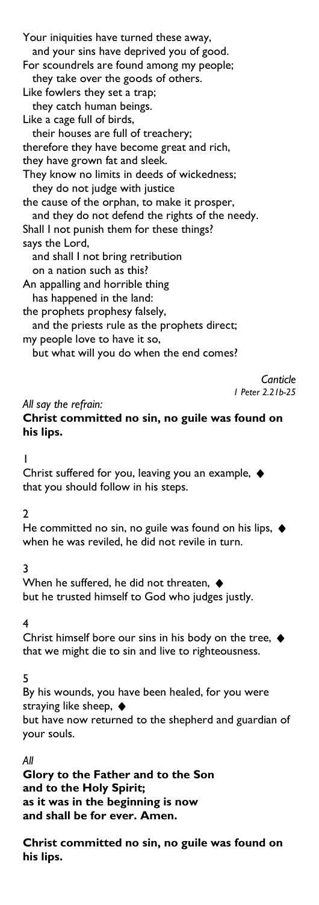Your iniquities have turned these away,
  and your sins have deprived you of good.
For scoundrels are found among my people;
  they take over the goods of others.
Like fowlers they set a trap;
  they catch human beings.
Like a cage full of birds,
  their houses are full of treachery;
therefore they have become great and rich,
they have grown fat and sleek.
They know no limits in deeds of wickedness;
  they do not judge with justice
the cause of the orphan, to make it prosper,
  and they do not defend the rights of the needy.
Shall I not punish them for these things?
says the Lord,
  and shall I not bring retribution
  on a nation such as this?
An appalling and horrible thing
  has happened in the land:
the prophets prophesy falsely,
  and the priests rule as the prophets direct;
my people love to have it so,
  but what will you do when the end comes?

*Canticle*
*1 Peter 2.21b-25*

*All say the refrain:*
**Christ committed no sin, no guile was found on his lips.**

1
Christ suffered for you, leaving you an example, ◆
that you should follow in his steps.

2
He committed no sin, no guile was found on his lips, ◆
when he was reviled, he did not revile in turn.

3
When he suffered, he did not threaten, ◆
but he trusted himself to God who judges justly.

4
Christ himself bore our sins in his body on the tree, ◆
that we might die to sin and live to righteousness.

5
By his wounds, you have been healed, for you were straying like sheep, ◆
but have now returned to the shepherd and guardian of your souls.

*All*
**Glory to the Father and to the Son**
**and to the Holy Spirit;**
**as it was in the beginning is now**
**and shall be for ever. Amen.**

**Christ committed no sin, no guile was found on his lips.**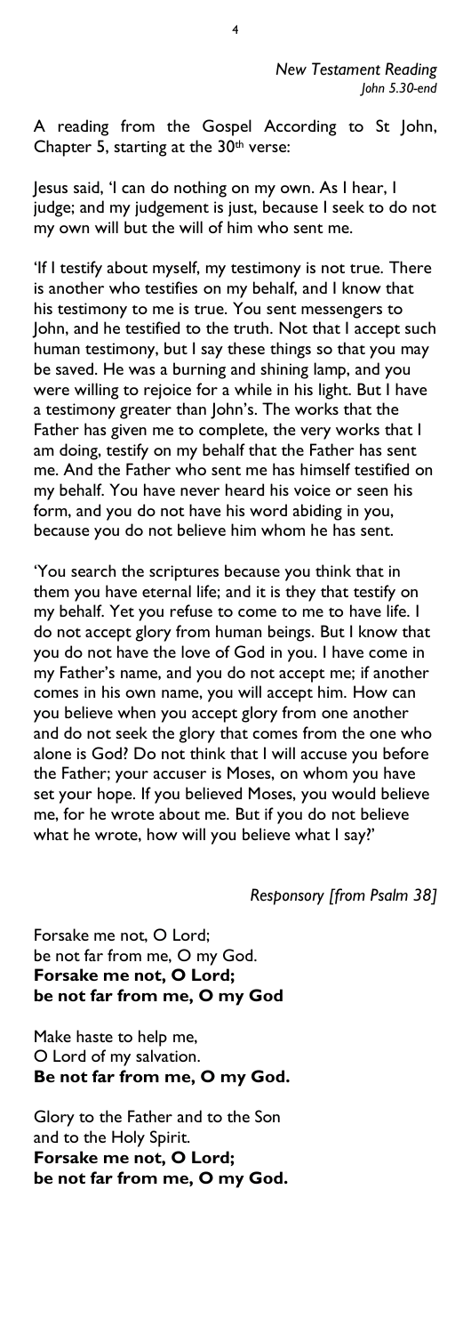*New Testament Reading*
*John 5.30-end*

A reading from the Gospel According to St John, Chapter 5, starting at the 30th verse:

Jesus said, 'I can do nothing on my own. As I hear, I judge; and my judgement is just, because I seek to do not my own will but the will of him who sent me.

'If I testify about myself, my testimony is not true. There is another who testifies on my behalf, and I know that his testimony to me is true. You sent messengers to John, and he testified to the truth. Not that I accept such human testimony, but I say these things so that you may be saved. He was a burning and shining lamp, and you were willing to rejoice for a while in his light. But I have a testimony greater than John's. The works that the Father has given me to complete, the very works that I am doing, testify on my behalf that the Father has sent me. And the Father who sent me has himself testified on my behalf. You have never heard his voice or seen his form, and you do not have his word abiding in you, because you do not believe him whom he has sent.

'You search the scriptures because you think that in them you have eternal life; and it is they that testify on my behalf. Yet you refuse to come to me to have life. I do not accept glory from human beings. But I know that you do not have the love of God in you. I have come in my Father's name, and you do not accept me; if another comes in his own name, you will accept him. How can you believe when you accept glory from one another and do not seek the glory that comes from the one who alone is God? Do not think that I will accuse you before the Father; your accuser is Moses, on whom you have set your hope. If you believed Moses, you would believe me, for he wrote about me. But if you do not believe what he wrote, how will you believe what I say?'

*Responsory [from Psalm 38]*

Forsake me not, O Lord;
be not far from me, O my God.
**Forsake me not, O Lord;**
**be not far from me, O my God**

Make haste to help me,
O Lord of my salvation.
**Be not far from me, O my God.**

Glory to the Father and to the Son
and to the Holy Spirit.
**Forsake me not, O Lord;**
**be not far from me, O my God.**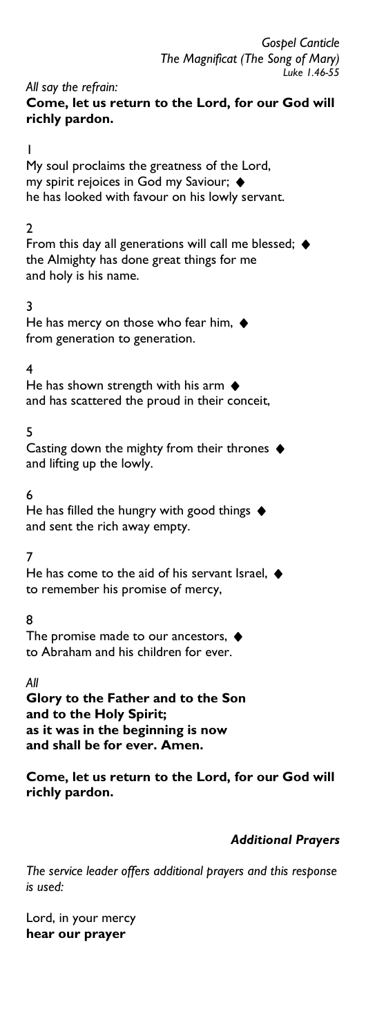*Gospel Canticle*
*The Magnificat (The Song of Mary)*
*Luke 1.46-55*

*All say the refrain:*
**Come, let us return to the Lord, for our God will richly pardon.**

1
My soul proclaims the greatness of the Lord,
my spirit rejoices in God my Saviour; ◆
he has looked with favour on his lowly servant.

2
From this day all generations will call me blessed; ◆
the Almighty has done great things for me
and holy is his name.

3
He has mercy on those who fear him, ◆
from generation to generation.

4
He has shown strength with his arm ◆
and has scattered the proud in their conceit,

5
Casting down the mighty from their thrones ◆
and lifting up the lowly.

6
He has filled the hungry with good things ◆
and sent the rich away empty.

7
He has come to the aid of his servant Israel, ◆
to remember his promise of mercy,

8
The promise made to our ancestors, ◆
to Abraham and his children for ever.

*All*
**Glory to the Father and to the Son
and to the Holy Spirit;
as it was in the beginning is now
and shall be for ever. Amen.**

**Come, let us return to the Lord, for our God will richly pardon.**

### *Additional Prayers*

*The service leader offers additional prayers and this response is used:*

Lord, in your mercy
**hear our prayer**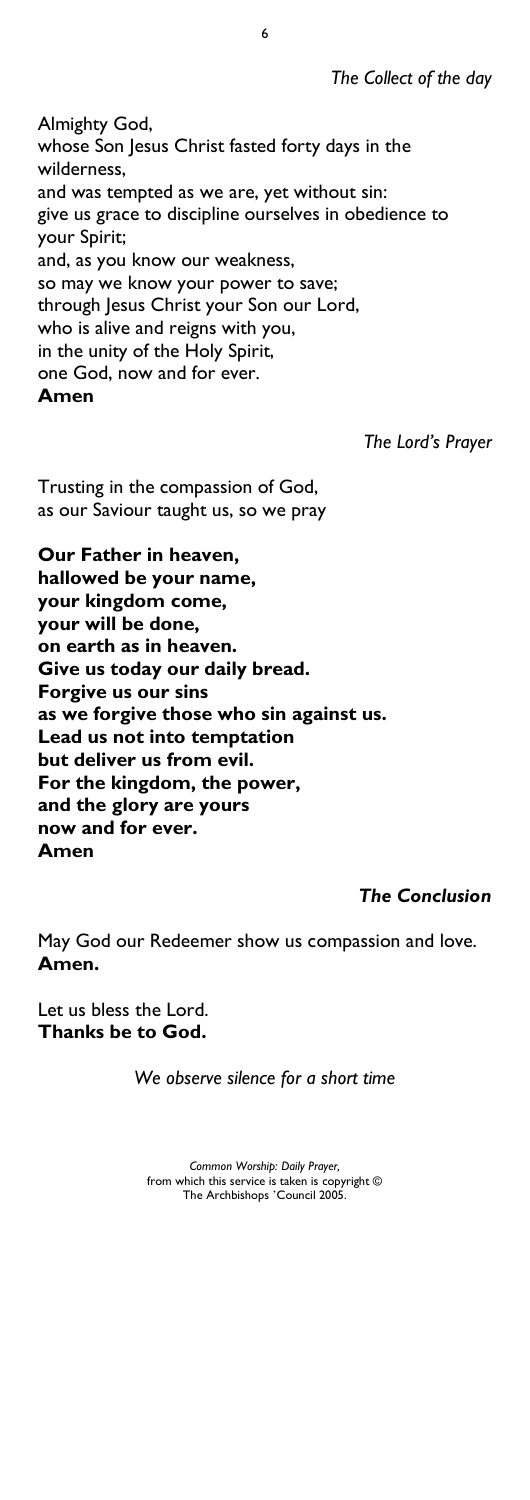*The Collect of the day*

Almighty God,
whose Son Jesus Christ fasted forty days in the wilderness,
and was tempted as we are, yet without sin:
give us grace to discipline ourselves in obedience to your Spirit;
and, as you know our weakness,
so may we know your power to save;
through Jesus Christ your Son our Lord,
who is alive and reigns with you,
in the unity of the Holy Spirit,
one God, now and for ever.
**Amen**

*The Lord's Prayer*

Trusting in the compassion of God,
as our Saviour taught us, so we pray

**Our Father in heaven,**
**hallowed be your name,**
**your kingdom come,**
**your will be done,**
**on earth as in heaven.**
**Give us today our daily bread.**
**Forgive us our sins**
**as we forgive those who sin against us.**
**Lead us not into temptation**
**but deliver us from evil.**
**For the kingdom, the power,**
**and the glory are yours**
**now and for ever.**
**Amen**

***The Conclusion***

May God our Redeemer show us compassion and love.
**Amen.**

Let us bless the Lord.
**Thanks be to God.**

*We observe silence for a short time*

*Common Worship: Daily Prayer,*
from which this service is taken is copyright ©
The Archbishops 'Council 2005.